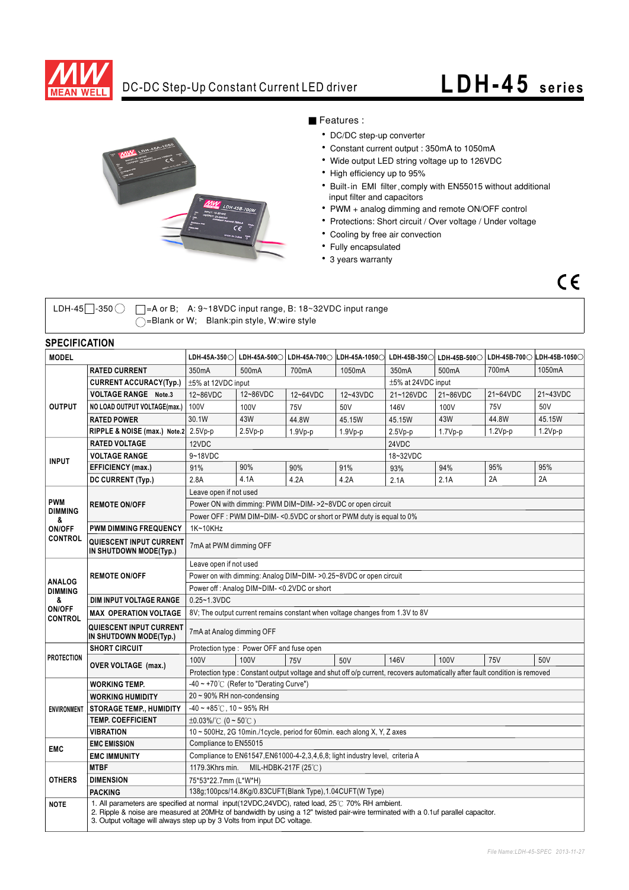# DC-DC Step-Up Constant Current LED driver

# LDH-45 series

■ Features :

- DC/DC step-up converter
- Constant current output : 350mA to 1050mA
- Wide output LED string voltage up to 126VDC
- High efficiency up to 95%
- Built-in EMI filter, comply with EN55015 without additional input filter and capacitors
- PWM + analog dimming and remote ON/OFF control
- Protections: Short circuit / Over voltage / Under voltage
- Cooling by free air convection
- Fully encapsulated
- 3 years warranty

LDH-45□-350○ □=A or B; A: 9~18VDC input range, B: 18~32VDC input range
○=Blank or W; Blank:pin style, W:wire style

## SPECIFICATION

| MODEL | | LDH-45A-350○ | LDH-45A-500○ | LDH-45A-700○ | LDH-45A-1050○ | LDH-45B-350○ | LDH-45B-500○ | LDH-45B-700○ | LDH-45B-1050○ |
|---|---|---|---|---|---|---|---|---|---|
| OUTPUT | RATED CURRENT | 350mA | 500mA | 700mA | 1050mA | 350mA | 500mA | 700mA | 1050mA |
| | CURRENT ACCURACY(Typ.) | ±5% at 12VDC input | | | | ±5% at 24VDC input | | | |
| | VOLTAGE RANGE Note.3 | 12~86VDC | 12~86VDC | 12~64VDC | 12~43VDC | 21~126VDC | 21~86VDC | 21~64VDC | 21~43VDC |
| | NO LOAD OUTPUT VOLTAGE(max.) | 100V | 100V | 75V | 50V | 146V | 100V | 75V | 50V |
| | RATED POWER | 30.1W | 43W | 44.8W | 45.15W | 45.15W | 43W | 44.8W | 45.15W |
| | RIPPLE & NOISE (max.) Note.2 | 2.5Vp-p | 2.5Vp-p | 1.9Vp-p | 1.9Vp-p | 2.5Vp-p | 1.7Vp-p | 1.2Vp-p | 1.2Vp-p |
| INPUT | RATED VOLTAGE | 12VDC | | | | 24VDC | | | |
| | VOLTAGE RANGE | 9~18VDC | | | | 18~32VDC | | | |
| | EFFICIENCY (max.) | 91% | 90% | 90% | 91% | 93% | 94% | 95% | 95% |
| | DC CURRENT (Typ.) | 2.8A | 4.1A | 4.2A | 4.2A | 2.1A | 2.1A | 2A | 2A |
| PWM DIMMING & ON/OFF CONTROL | REMOTE ON/OFF | Leave open if not used | | | | | | | |
| | | Power ON with dimming: PWM DIM~DIM- >2~8VDC or open circuit | | | | | | | |
| | | Power OFF : PWM DIM~DIM- <0.5VDC or short or PWM duty is equal to 0% | | | | | | | |
| | PWM DIMMING FREQUENCY | 1K~10KHz | | | | | | | |
| | QUIESCENT INPUT CURRENT IN SHUTDOWN MODE(Typ.) | 7mA at PWM dimming OFF | | | | | | | |
| ANALOG DIMMING & ON/OFF CONTROL | REMOTE ON/OFF | Leave open if not used | | | | | | | |
| | | Power on with dimming: Analog DIM~DIM- >0.25~8VDC or open circuit | | | | | | | |
| | | Power off : Analog DIM~DIM- <0.2VDC or short | | | | | | | |
| | DIM INPUT VOLTAGE RANGE | 0.25~1.3VDC | | | | | | | |
| | MAX OPERATION VOLTAGE | 8V; The output current remains constant when voltage changes from 1.3V to 8V | | | | | | | |
| | QUIESCENT INPUT CURRENT IN SHUTDOWN MODE(Typ.) | 7mA at Analog dimming OFF | | | | | | | |
| PROTECTION | SHORT CIRCUIT | Protection type : Power OFF and fuse open | | | | | | | |
| | OVER VOLTAGE (max.) | 100V | 100V | 75V | 50V | 146V | 100V | 75V | 50V |
| | | Protection type : Constant output voltage and shut off o/p current, recovers automatically after fault condition is removed | | | | | | | |
| ENVIRONMENT | WORKING TEMP. | -40 ~ +70℃ (Refer to "Derating Curve") | | | | | | | |
| | WORKING HUMIDITY | 20 ~ 90% RH non-condensing | | | | | | | |
| | STORAGE TEMP., HUMIDITY | -40 ~ +85℃, 10 ~ 95% RH | | | | | | | |
| | TEMP. COEFFICIENT | ±0.03%/℃ (0 ~ 50℃) | | | | | | | |
| | VIBRATION | 10 ~ 500Hz, 2G 10min./1cycle, period for 60min. each along X, Y, Z axes | | | | | | | |
| EMC | EMC EMISSION | Compliance to EN55015 | | | | | | | |
| | EMC IMMUNITY | Compliance to EN61547,EN61000-4-2,3,4,6,8; light industry level, criteria A | | | | | | | |
| OTHERS | MTBF | 1179.3Khrs min. MIL-HDBK-217F (25℃) | | | | | | | |
| | DIMENSION | 75*53*22.7mm (L*W*H) | | | | | | | |
| | PACKING | 138g;100pcs/14.8Kg/0.83CUFT(Blank Type),1.04CUFT(W Type) | | | | | | | |
| NOTE | 1. All parameters are specified at normal input(12VDC,24VDC), rated load, 25℃ 70% RH ambient.<br>2. Ripple & noise are measured at 20MHz of bandwidth by using a 12" twisted pair-wire terminated with a 0.1uf parallel capacitor.<br>3. Output voltage will always step up by 3 Volts from input DC voltage. | | | | | | | | |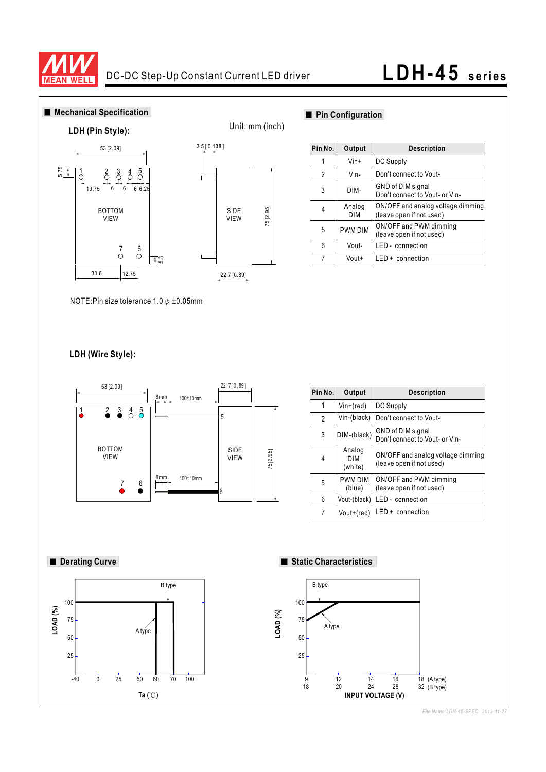## ■ Mechanical Specification

**LDH (Pin Style):**

Unit: mm (inch)

NOTE:Pin size tolerance 1.0 ϕ ±0.05mm

**LDH (Wire Style):**

## ■ Pin Configuration

| Pin No. | Output | Description |
|---|---|---|
| 1 | Vin+ | DC Supply |
| 2 | Vin- | Don't connect to Vout- |
| 3 | DIM- | GND of DIM signal<br>Don't connect to Vout- or Vin- |
| 4 | Analog DIM | ON/OFF and analog voltage dimming<br>(leave open if not used) |
| 5 | PWM DIM | ON/OFF and PWM dimming<br>(leave open if not used) |
| 6 | Vout- | LED - connection |
| 7 | Vout+ | LED + connection |

| Pin No. | Output | Description |
|---|---|---|
| 1 | Vin+(red) | DC Supply |
| 2 | Vin-(black) | Don't connect to Vout- |
| 3 | DIM-(black) | GND of DIM signal<br>Don't connect to Vout- or Vin- |
| 4 | Analog DIM (white) | ON/OFF and analog voltage dimming<br>(leave open if not used) |
| 5 | PWM DIM (blue) | ON/OFF and PWM dimming<br>(leave open if not used) |
| 6 | Vout-(black) | LED - connection |
| 7 | Vout+(red) | LED + connection |

## ■ Derating Curve

## ■ Static Characteristics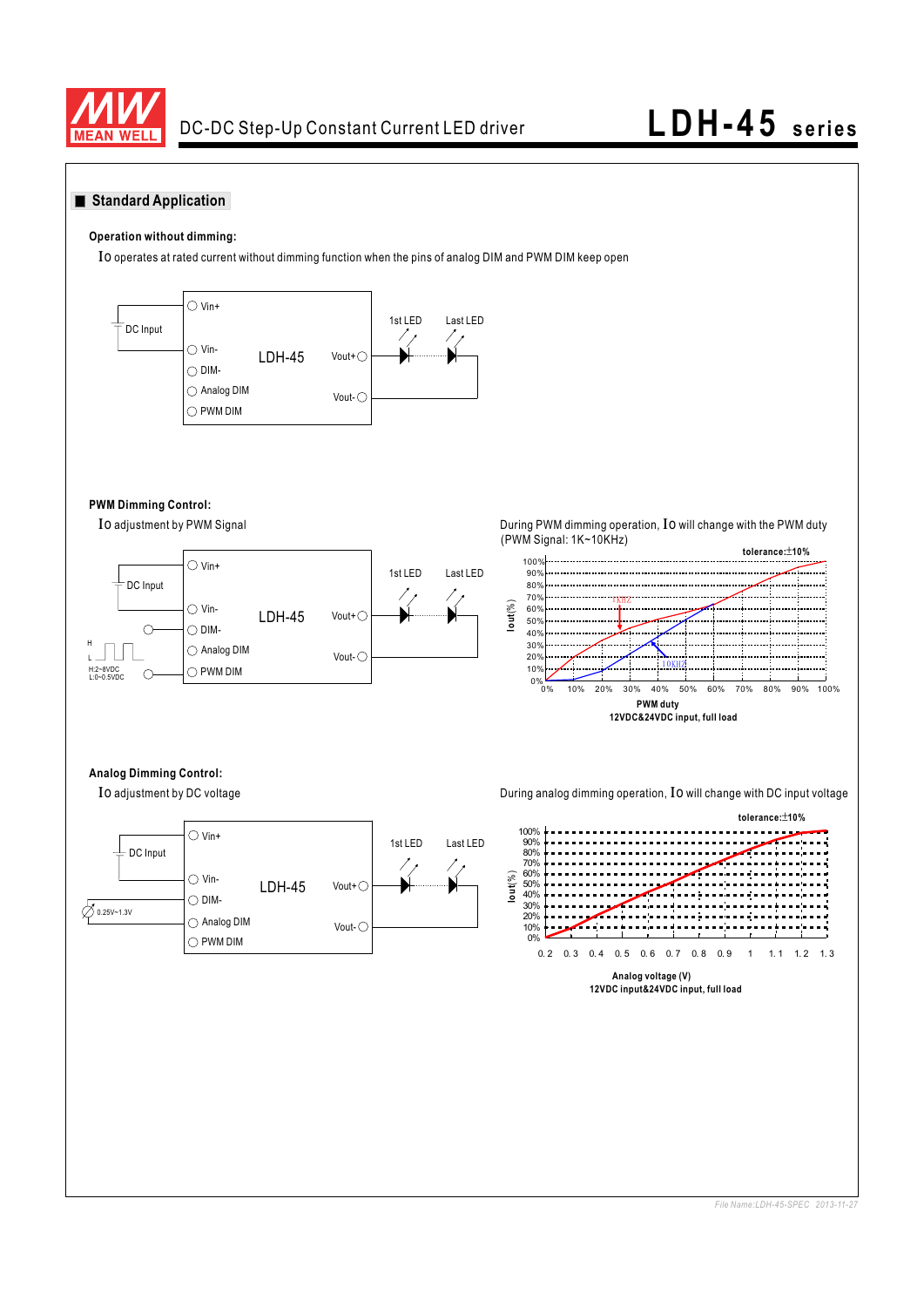## Standard Application

**Operation without dimming:**

Io operates at rated current without dimming function when the pins of analog DIM and PWM DIM keep open

DC Input — Vin+, Vin-, DIM-, Analog DIM, PWM DIM — LDH-45 — Vout+, Vout- — 1st LED, Last LED

**PWM Dimming Control:**

Io adjustment by PWM Signal

DC Input — Vin+, Vin-, DIM-, Analog DIM, PWM DIM — LDH-45 — Vout+, Vout- — 1st LED, Last LED

H, L — H:2~8VDC, L:0~0.5VDC

During PWM dimming operation, Io will change with the PWM duty
(PWM Signal: 1K~10KHz)

tolerance:±10%

Iout(%): 0%, 10%, 20%, 30%, 40%, 50%, 60%, 70%, 80%, 90%, 100%

1KHz, 10KHz

PWM duty: 0%, 10%, 20%, 30%, 40%, 50%, 60%, 70%, 80%, 90%, 100%

**PWM duty**
**12VDC&24VDC input, full load**

**Analog Dimming Control:**

Io adjustment by DC voltage

DC Input — Vin+, Vin-, DIM-, Analog DIM, PWM DIM — LDH-45 — Vout+, Vout- — 1st LED, Last LED

0.25V~1.3V

During analog dimming operation, Io will change with DC input voltage

tolerance:±10%

Iout(%): 0%, 10%, 20%, 30%, 40%, 50%, 60%, 70%, 80%, 90%, 100%

Analog voltage (V): 0.2, 0.3, 0.4, 0.5, 0.6, 0.7, 0.8, 0.9, 1, 1.1, 1.2, 1.3

**Analog voltage (V)**
**12VDC input&24VDC input, full load**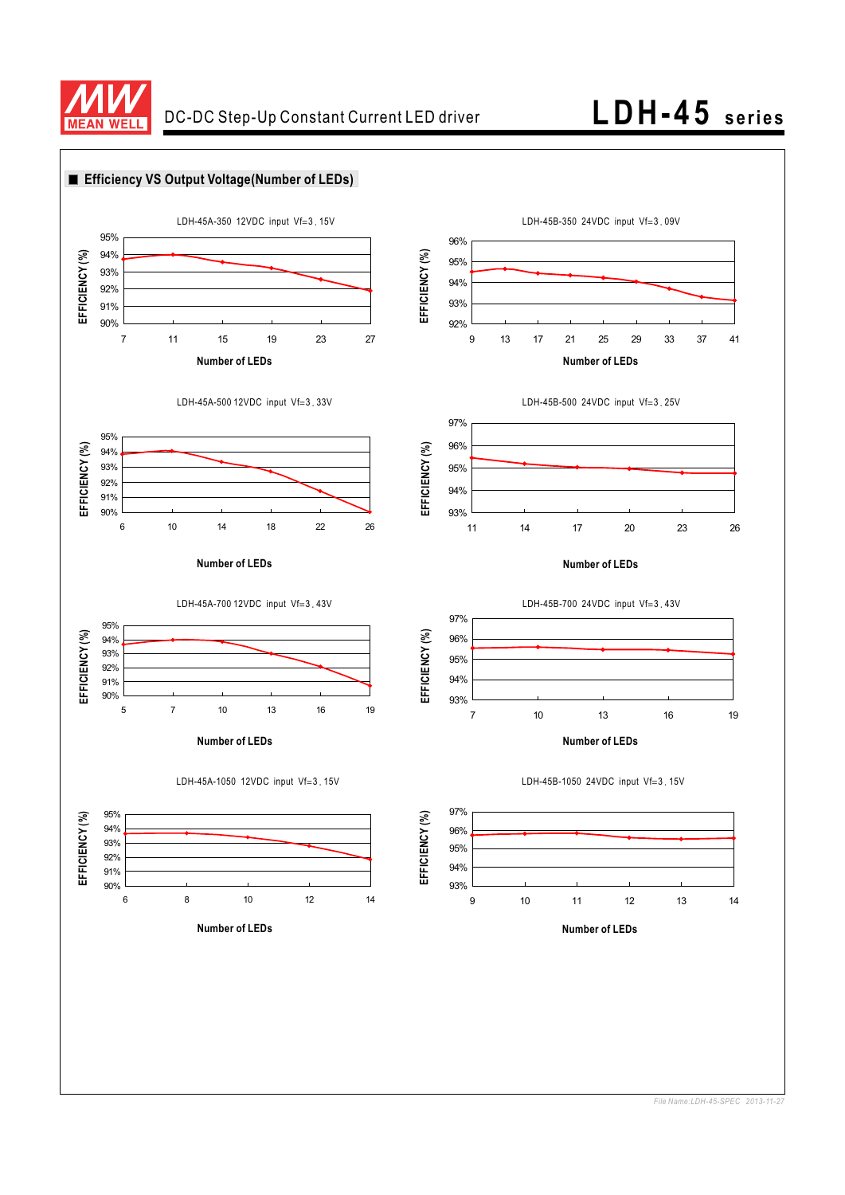## ■ Efficiency VS Output Voltage(Number of LEDs)

LDH-45A-350 12VDC input Vf=3.15V

EFFICIENCY (%)

95%
94%
93%
92%
91%
90%

7 11 15 19 23 27

Number of LEDs

LDH-45B-350 24VDC input Vf=3.09V

EFFICIENCY (%)

96%
95%
94%
93%
92%

9 13 17 21 25 29 33 37 41

Number of LEDs

LDH-45A-500 12VDC input Vf=3.33V

EFFICIENCY (%)

95%
94%
93%
92%
91%
90%

6 10 14 18 22 26

Number of LEDs

LDH-45B-500 24VDC input Vf=3.25V

EFFICIENCY (%)

97%
96%
95%
94%
93%

11 14 17 20 23 26

Number of LEDs

LDH-45A-700 12VDC input Vf=3.43V

EFFICIENCY (%)

95%
94%
93%
92%
91%
90%

5 7 10 13 16 19

Number of LEDs

LDH-45B-700 24VDC input Vf=3.43V

EFFICIENCY (%)

97%
96%
95%
94%
93%

7 10 13 16 19

Number of LEDs

LDH-45A-1050 12VDC input Vf=3.15V

EFFICIENCY (%)

95%
94%
93%
92%
91%
90%

6 8 10 12 14

Number of LEDs

LDH-45B-1050 24VDC input Vf=3.15V

EFFICIENCY (%)

97%
96%
95%
94%
93%

9 10 11 12 13 14

Number of LEDs